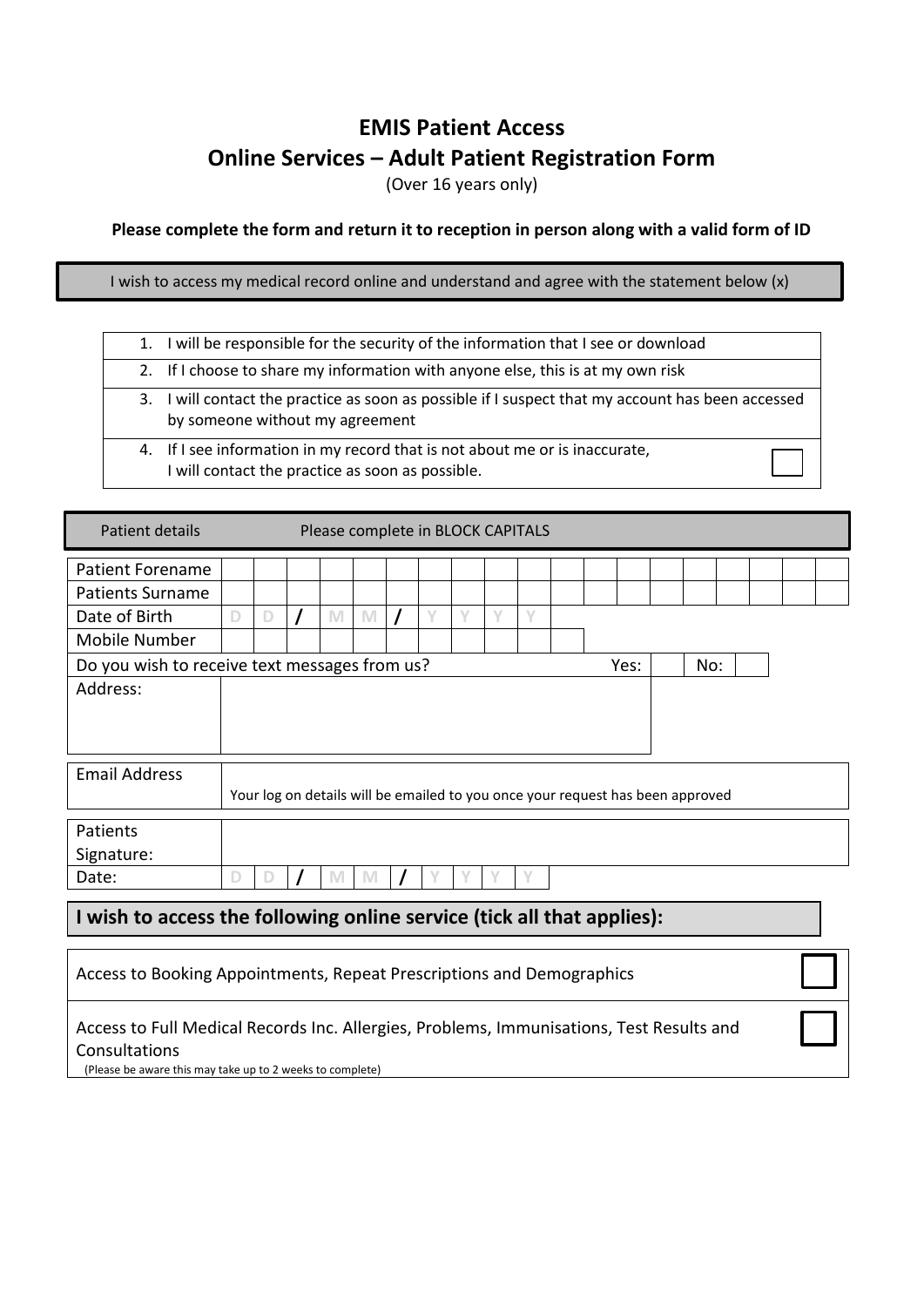# EMIS Patient Access

## Online Services – Adult Patient Registration Form

(Over 16 years only)

**Please complete the form and return it to reception in person along with a valid form of ID**

I wish to access my medical record online and understand and agree with the statement below (x)

1. I will be responsible for the security of the information that I see or download
2. If I choose to share my information with anyone else, this is at my own risk
3. I will contact the practice as soon as possible if I suspect that my account has been accessed by someone without my agreement
4. If I see information in my record that is not about me or is inaccurate, I will contact the practice as soon as possible. ☐

| Patient details | Please complete in BLOCK CAPITALS |
|---|---|
| Patient Forename | |
| Patients Surname | |
| Date of Birth | D D / M M / Y Y Y Y |
| Mobile Number | |
| Do you wish to receive text messages from us? | Yes: ☐ No: ☐ |
| Address: | |
| Email Address | Your log on details will be emailed to you once your request has been approved |
| Patients Signature: | |
| Date: | D D / M M / Y Y Y Y |

## I wish to access the following online service (tick all that applies):

| Service | |
|---|---|
| Access to Booking Appointments, Repeat Prescriptions and Demographics | ☐ |
| Access to Full Medical Records Inc. Allergies, Problems, Immunisations, Test Results and Consultations (Please be aware this may take up to 2 weeks to complete) | ☐ |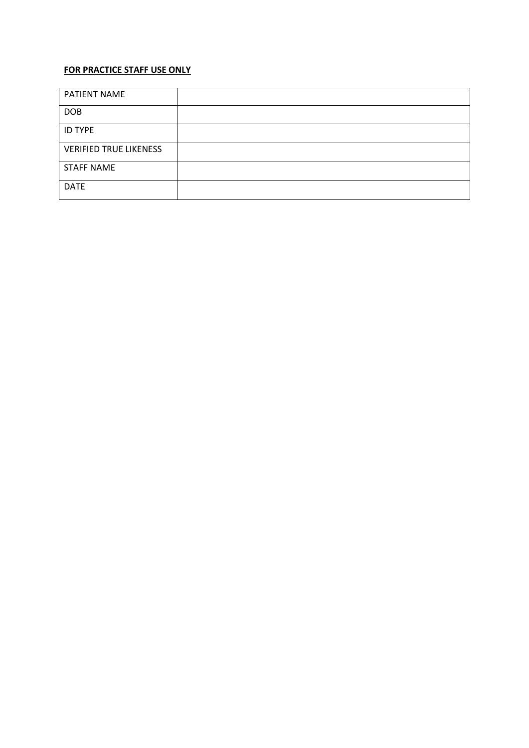**FOR PRACTICE STAFF USE ONLY**

| | |
|---|---|
| PATIENT NAME | |
| DOB | |
| ID TYPE | |
| VERIFIED TRUE LIKENESS | |
| STAFF NAME | |
| DATE | |